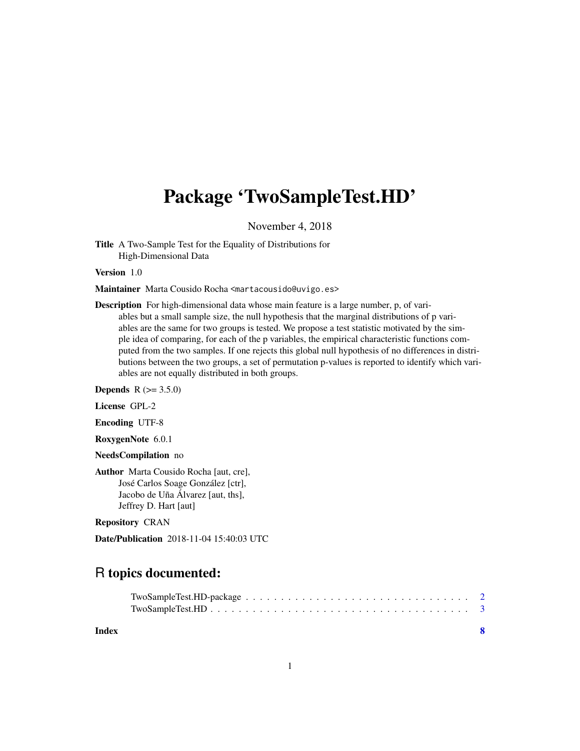# Package 'TwoSampleTest.HD'

November 4, 2018

**Title** A Two-Sample Test for the Equality of Distributions for High-Dimensional Data

**Version** 1.0

**Maintainer** Marta Cousido Rocha <martacousido@uvigo.es>

**Description** For high-dimensional data whose main feature is a large number, p, of variables but a small sample size, the null hypothesis that the marginal distributions of p variables are the same for two groups is tested. We propose a test statistic motivated by the simple idea of comparing, for each of the p variables, the empirical characteristic functions computed from the two samples. If one rejects this global null hypothesis of no differences in distributions between the two groups, a set of permutation p-values is reported to identify which variables are not equally distributed in both groups.

**Depends** R (>= 3.5.0)

**License** GPL-2

**Encoding** UTF-8

**RoxygenNote** 6.0.1

**NeedsCompilation** no

**Author** Marta Cousido Rocha [aut, cre],
José Carlos Soage González [ctr],
Jacobo de Uña Álvarez [aut, ths],
Jeffrey D. Hart [aut]

**Repository** CRAN

**Date/Publication** 2018-11-04 15:40:03 UTC

## R topics documented:

- TwoSampleTest.HD-package . . . . . . . . . . . . . . . . . . . . . . . . . . . . . . . . 2
- TwoSampleTest.HD . . . . . . . . . . . . . . . . . . . . . . . . . . . . . . . . . . . . . 3

**Index** **8**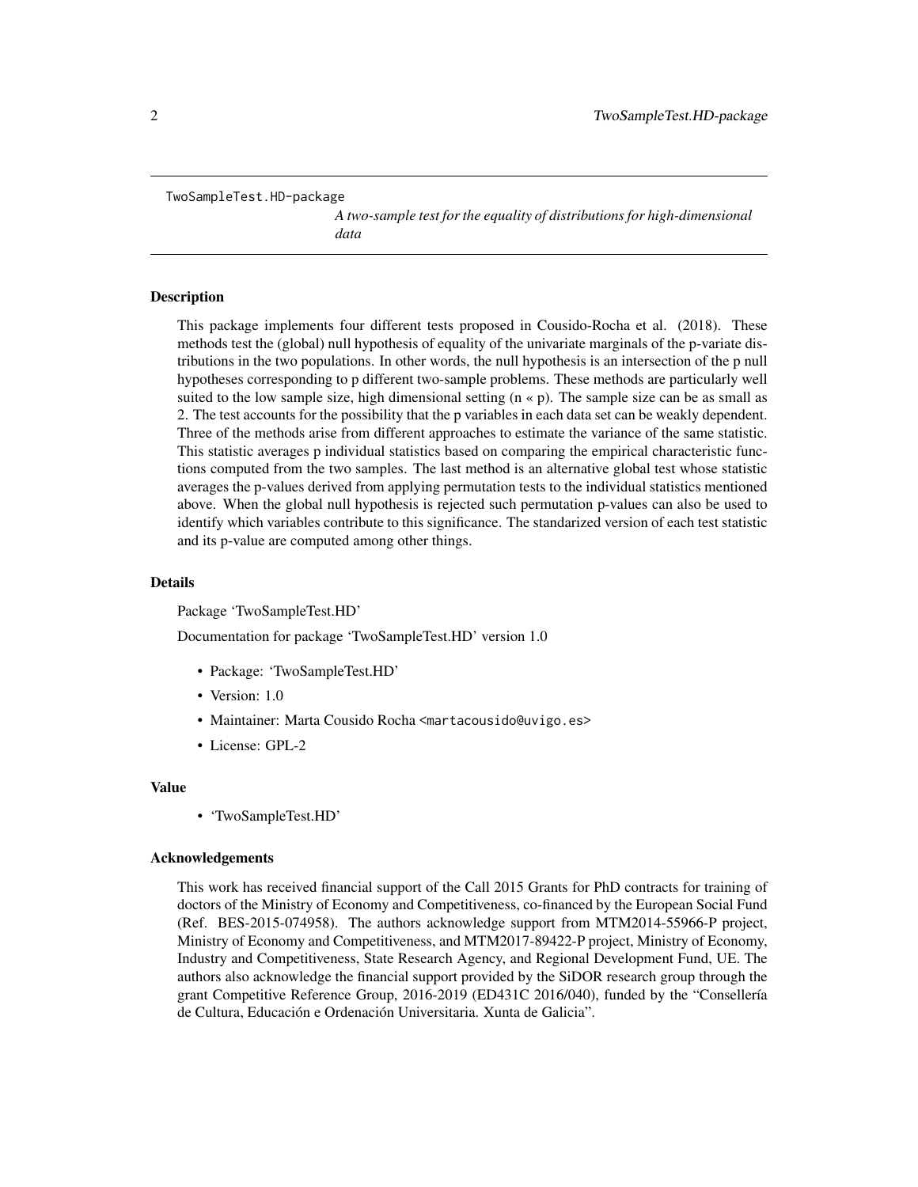TwoSampleTest.HD-package

*A two-sample test for the equality of distributions for high-dimensional data*

## Description

This package implements four different tests proposed in Cousido-Rocha et al. (2018). These methods test the (global) null hypothesis of equality of the univariate marginals of the p-variate distributions in the two populations. In other words, the null hypothesis is an intersection of the p null hypotheses corresponding to p different two-sample problems. These methods are particularly well suited to the low sample size, high dimensional setting (n « p). The sample size can be as small as 2. The test accounts for the possibility that the p variables in each data set can be weakly dependent. Three of the methods arise from different approaches to estimate the variance of the same statistic. This statistic averages p individual statistics based on comparing the empirical characteristic functions computed from the two samples. The last method is an alternative global test whose statistic averages the p-values derived from applying permutation tests to the individual statistics mentioned above. When the global null hypothesis is rejected such permutation p-values can also be used to identify which variables contribute to this significance. The standarized version of each test statistic and its p-value are computed among other things.

## Details

Package 'TwoSampleTest.HD'

Documentation for package 'TwoSampleTest.HD' version 1.0

- Package: 'TwoSampleTest.HD'
- Version: 1.0
- Maintainer: Marta Cousido Rocha <martacousido@uvigo.es>
- License: GPL-2

## Value

- 'TwoSampleTest.HD'

## Acknowledgements

This work has received financial support of the Call 2015 Grants for PhD contracts for training of doctors of the Ministry of Economy and Competitiveness, co-financed by the European Social Fund (Ref. BES-2015-074958). The authors acknowledge support from MTM2014-55966-P project, Ministry of Economy and Competitiveness, and MTM2017-89422-P project, Ministry of Economy, Industry and Competitiveness, State Research Agency, and Regional Development Fund, UE. The authors also acknowledge the financial support provided by the SiDOR research group through the grant Competitive Reference Group, 2016-2019 (ED431C 2016/040), funded by the "Consellería de Cultura, Educación e Ordenación Universitaria. Xunta de Galicia".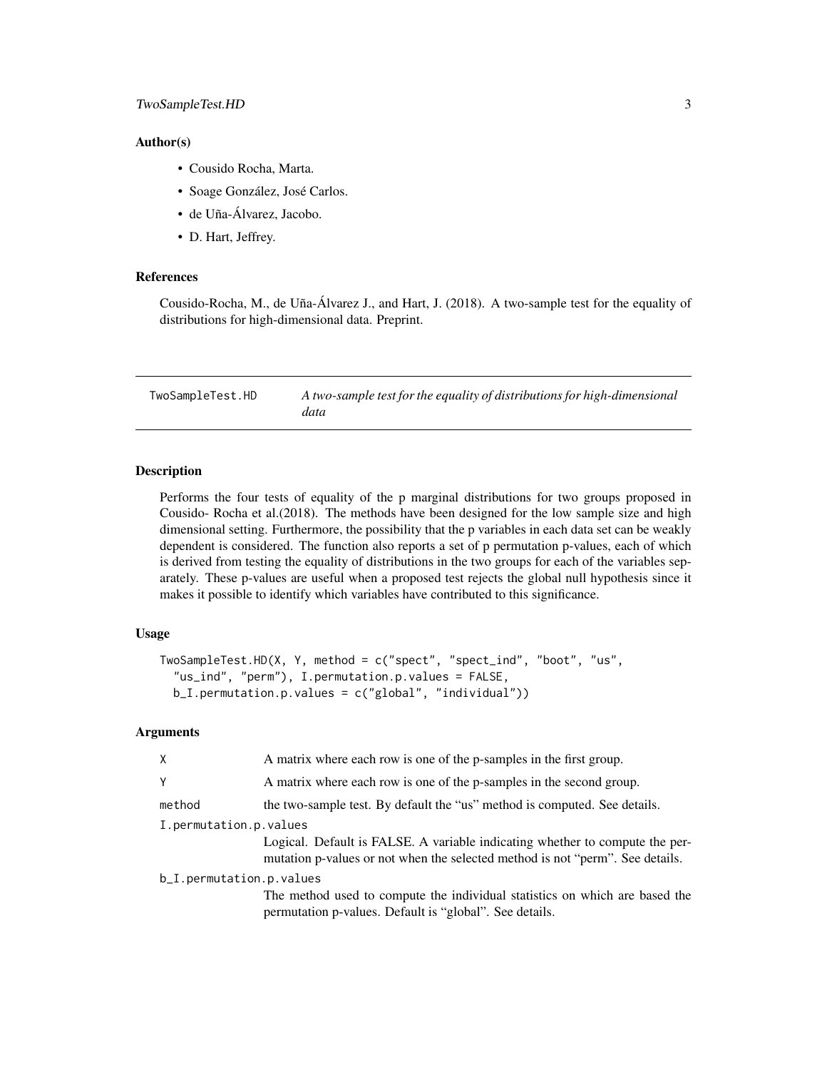### Author(s)

- Cousido Rocha, Marta.
- Soage González, José Carlos.
- de Uña-Álvarez, Jacobo.
- D. Hart, Jeffrey.

### References

Cousido-Rocha, M., de Uña-Álvarez J., and Hart, J. (2018). A two-sample test for the equality of distributions for high-dimensional data. Preprint.

---

## TwoSampleTest.HD — *A two-sample test for the equality of distributions for high-dimensional data*

---

### Description

Performs the four tests of equality of the p marginal distributions for two groups proposed in Cousido- Rocha et al.(2018). The methods have been designed for the low sample size and high dimensional setting. Furthermore, the possibility that the p variables in each data set can be weakly dependent is considered. The function also reports a set of p permutation p-values, each of which is derived from testing the equality of distributions in the two groups for each of the variables separately. These p-values are useful when a proposed test rejects the global null hypothesis since it makes it possible to identify which variables have contributed to this significance.

### Usage

```
TwoSampleTest.HD(X, Y, method = c("spect", "spect_ind", "boot", "us",
  "us_ind", "perm"), I.permutation.p.values = FALSE,
  b_I.permutation.p.values = c("global", "individual"))
```

### Arguments

| Argument | Description |
|---|---|
| `X` | A matrix where each row is one of the p-samples in the first group. |
| `Y` | A matrix where each row is one of the p-samples in the second group. |
| `method` | the two-sample test. By default the "us" method is computed. See details. |
| `I.permutation.p.values` | Logical. Default is FALSE. A variable indicating whether to compute the permutation p-values or not when the selected method is not "perm". See details. |
| `b_I.permutation.p.values` | The method used to compute the individual statistics on which are based the permutation p-values. Default is "global". See details. |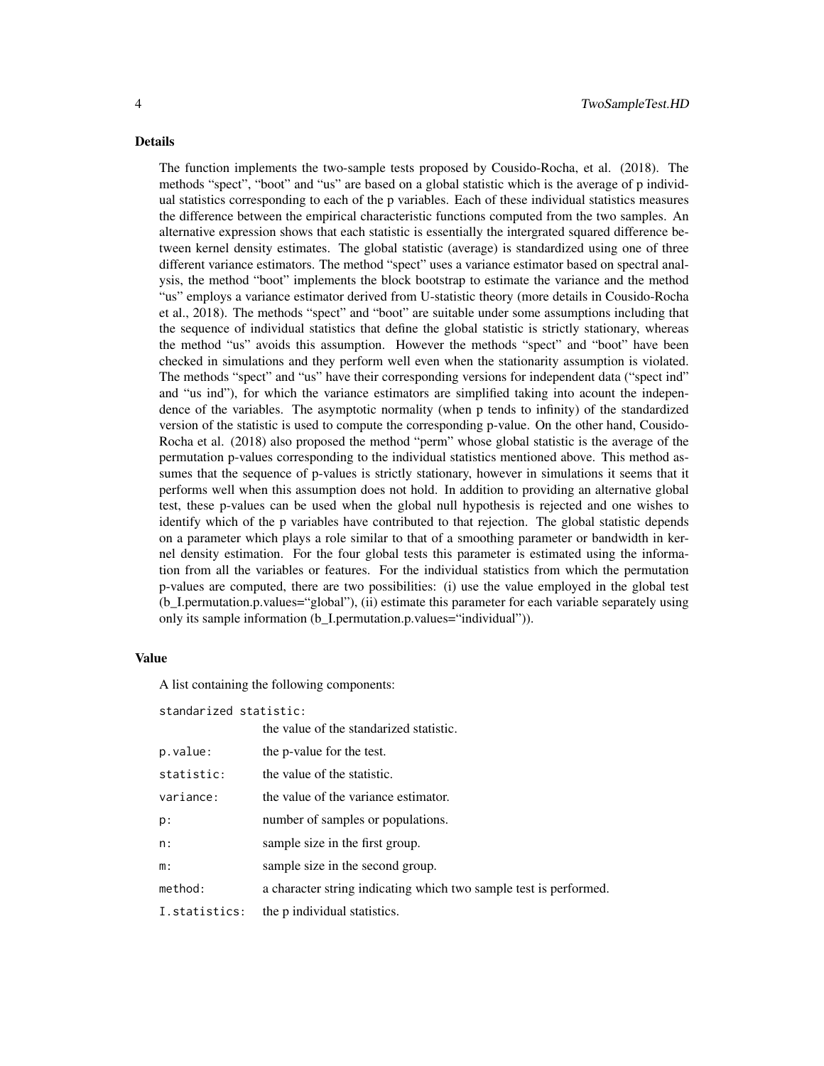### Details

The function implements the two-sample tests proposed by Cousido-Rocha, et al. (2018). The methods "spect", "boot" and "us" are based on a global statistic which is the average of p individual statistics corresponding to each of the p variables. Each of these individual statistics measures the difference between the empirical characteristic functions computed from the two samples. An alternative expression shows that each statistic is essentially the intergrated squared difference between kernel density estimates. The global statistic (average) is standardized using one of three different variance estimators. The method "spect" uses a variance estimator based on spectral analysis, the method "boot" implements the block bootstrap to estimate the variance and the method "us" employs a variance estimator derived from U-statistic theory (more details in Cousido-Rocha et al., 2018). The methods "spect" and "boot" are suitable under some assumptions including that the sequence of individual statistics that define the global statistic is strictly stationary, whereas the method "us" avoids this assumption. However the methods "spect" and "boot" have been checked in simulations and they perform well even when the stationarity assumption is violated. The methods "spect" and "us" have their corresponding versions for independent data ("spect ind" and "us ind"), for which the variance estimators are simplified taking into acount the independence of the variables. The asymptotic normality (when p tends to infinity) of the standardized version of the statistic is used to compute the corresponding p-value. On the other hand, Cousido-Rocha et al. (2018) also proposed the method "perm" whose global statistic is the average of the permutation p-values corresponding to the individual statistics mentioned above. This method assumes that the sequence of p-values is strictly stationary, however in simulations it seems that it performs well when this assumption does not hold. In addition to providing an alternative global test, these p-values can be used when the global null hypothesis is rejected and one wishes to identify which of the p variables have contributed to that rejection. The global statistic depends on a parameter which plays a role similar to that of a smoothing parameter or bandwidth in kernel density estimation. For the four global tests this parameter is estimated using the information from all the variables or features. For the individual statistics from which the permutation p-values are computed, there are two possibilities: (i) use the value employed in the global test (b_I.permutation.p.values="global"), (ii) estimate this parameter for each variable separately using only its sample information (b_I.permutation.p.values="individual")).

### Value

A list containing the following components:

`standarized statistic:` the value of the standarized statistic.

`p.value:` the p-value for the test.

`statistic:` the value of the statistic.

`variance:` the value of the variance estimator.

`p:` number of samples or populations.

`n:` sample size in the first group.

`m:` sample size in the second group.

`method:` a character string indicating which two sample test is performed.

`I.statistics:` the p individual statistics.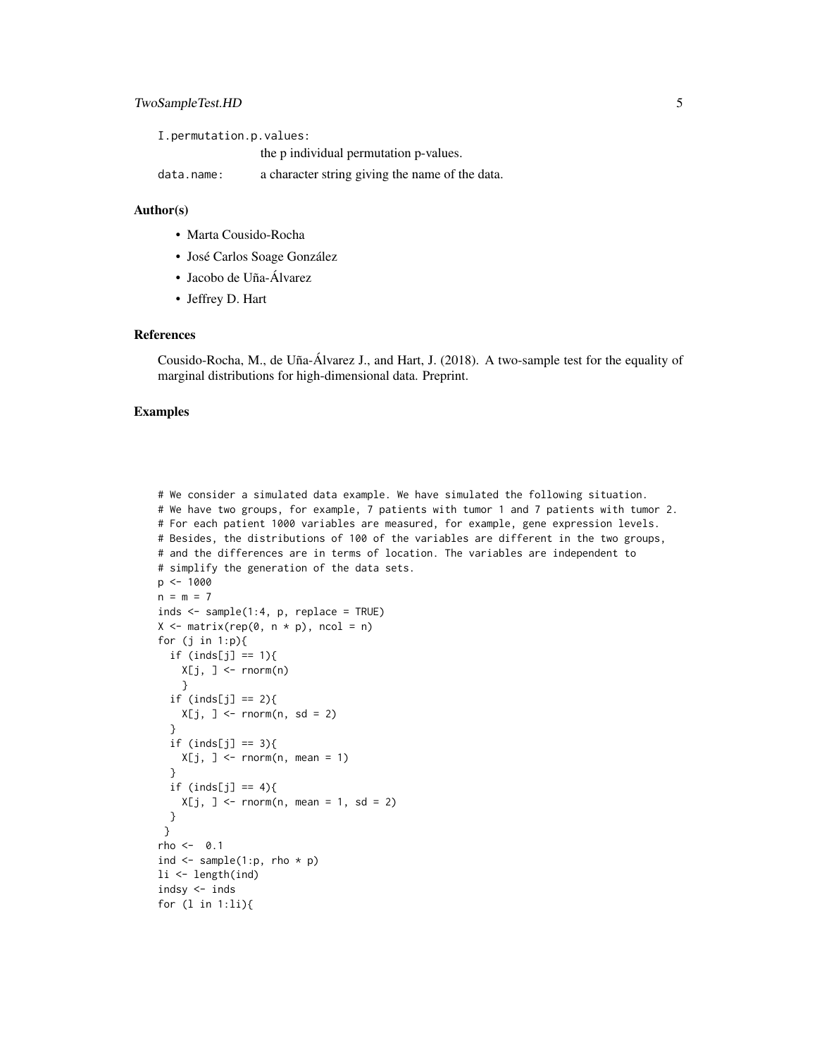I.permutation.p.values:
: the p individual permutation p-values.

data.name:
: a character string giving the name of the data.

### Author(s)

- Marta Cousido-Rocha
- José Carlos Soage González
- Jacobo de Uña-Álvarez
- Jeffrey D. Hart

### References

Cousido-Rocha, M., de Uña-Álvarez J., and Hart, J. (2018). A two-sample test for the equality of marginal distributions for high-dimensional data. Preprint.

### Examples

```
# We consider a simulated data example. We have simulated the following situation.
# We have two groups, for example, 7 patients with tumor 1 and 7 patients with tumor 2.
# For each patient 1000 variables are measured, for example, gene expression levels.
# Besides, the distributions of 100 of the variables are different in the two groups,
# and the differences are in terms of location. The variables are independent to
# simplify the generation of the data sets.
p <- 1000
n = m = 7
inds <- sample(1:4, p, replace = TRUE)
X <- matrix(rep(0, n * p), ncol = n)
for (j in 1:p){
  if (inds[j] == 1){
    X[j, ] <- rnorm(n)
    }
  if (inds[j] == 2){
    X[j, ] <- rnorm(n, sd = 2)
  }
  if (inds[j] == 3){
    X[j, ] <- rnorm(n, mean = 1)
  }
  if (inds[j] == 4){
    X[j, ] <- rnorm(n, mean = 1, sd = 2)
  }
 }
rho <-  0.1
ind <- sample(1:p, rho * p)
li <- length(ind)
indsy <- inds
for (l in 1:li){
```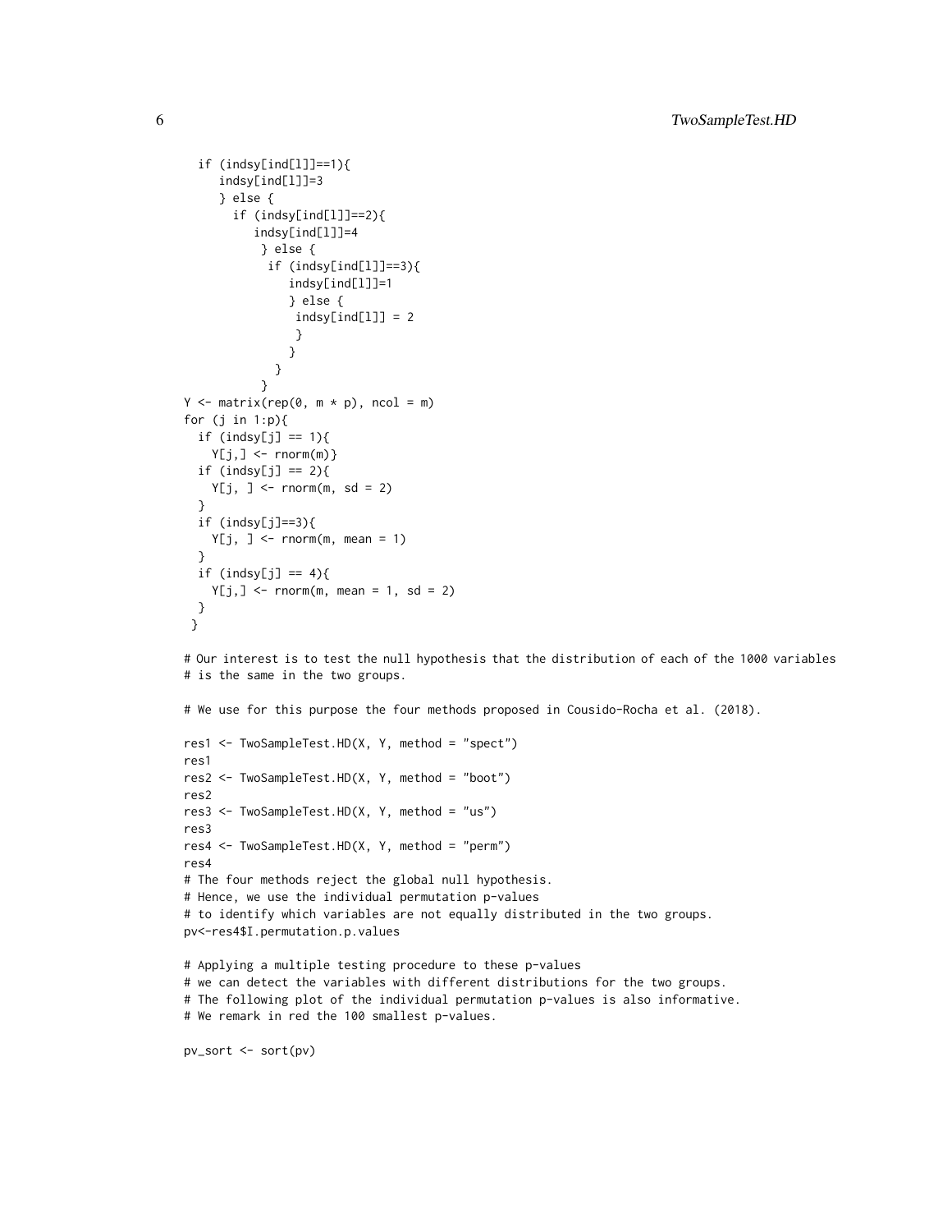```
  if (indsy[ind[l]]==1){
     indsy[ind[l]]=3
     } else {
       if (indsy[ind[l]]==2){
          indsy[ind[l]]=4
           } else {
            if (indsy[ind[l]]==3){
               indsy[ind[l]]=1
               } else {
                indsy[ind[l]] = 2
                }
               }
             }
           }
Y <- matrix(rep(0, m * p), ncol = m)
for (j in 1:p){
  if (indsy[j] == 1){
    Y[j,] <- rnorm(m)}
  if (indsy[j] == 2){
    Y[j, ] <- rnorm(m, sd = 2)
  }
  if (indsy[j]==3){
    Y[j, ] <- rnorm(m, mean = 1)
  }
  if (indsy[j] == 4){
    Y[j,] <- rnorm(m, mean = 1, sd = 2)
  }
 }

# Our interest is to test the null hypothesis that the distribution of each of the 1000 variables
# is the same in the two groups.

# We use for this purpose the four methods proposed in Cousido-Rocha et al. (2018).

res1 <- TwoSampleTest.HD(X, Y, method = "spect")
res1
res2 <- TwoSampleTest.HD(X, Y, method = "boot")
res2
res3 <- TwoSampleTest.HD(X, Y, method = "us")
res3
res4 <- TwoSampleTest.HD(X, Y, method = "perm")
res4
# The four methods reject the global null hypothesis.
# Hence, we use the individual permutation p-values
# to identify which variables are not equally distributed in the two groups.
pv<-res4$I.permutation.p.values

# Applying a multiple testing procedure to these p-values
# we can detect the variables with different distributions for the two groups.
# The following plot of the individual permutation p-values is also informative.
# We remark in red the 100 smallest p-values.

pv_sort <- sort(pv)
```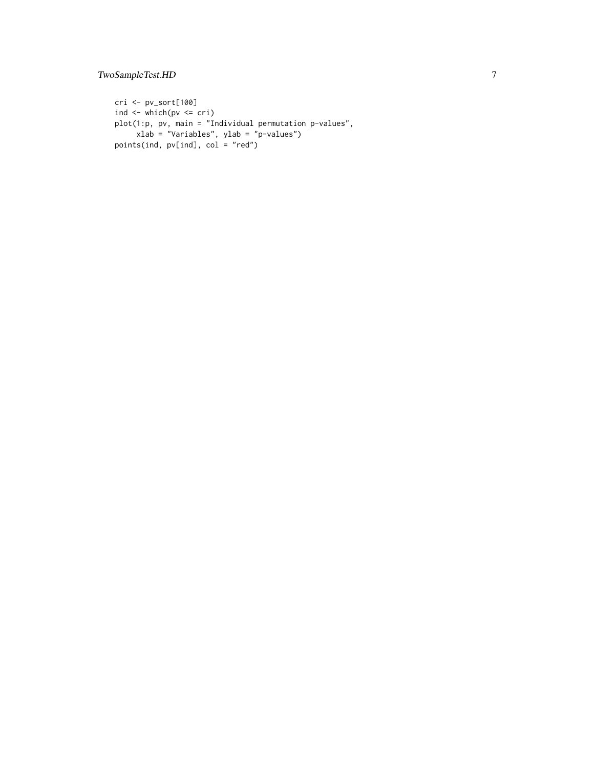```
cri <- pv_sort[100]
ind <- which(pv <= cri)
plot(1:p, pv, main = "Individual permutation p-values",
     xlab = "Variables", ylab = "p-values")
points(ind, pv[ind], col = "red")
```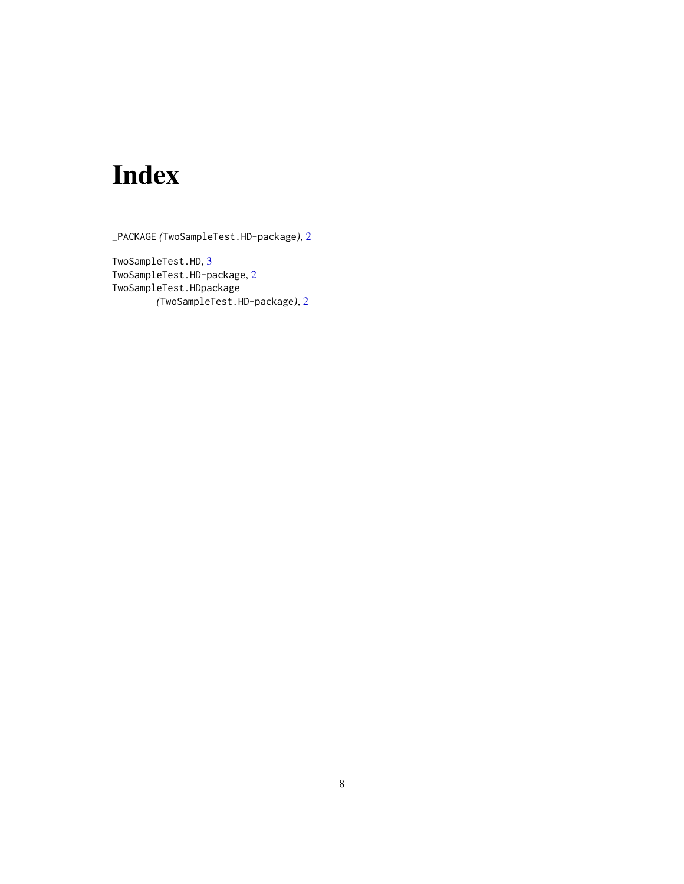# Index

_PACKAGE (TwoSampleTest.HD-package), 2

TwoSampleTest.HD, 3
TwoSampleTest.HD-package, 2
TwoSampleTest.HDpackage
(TwoSampleTest.HD-package), 2